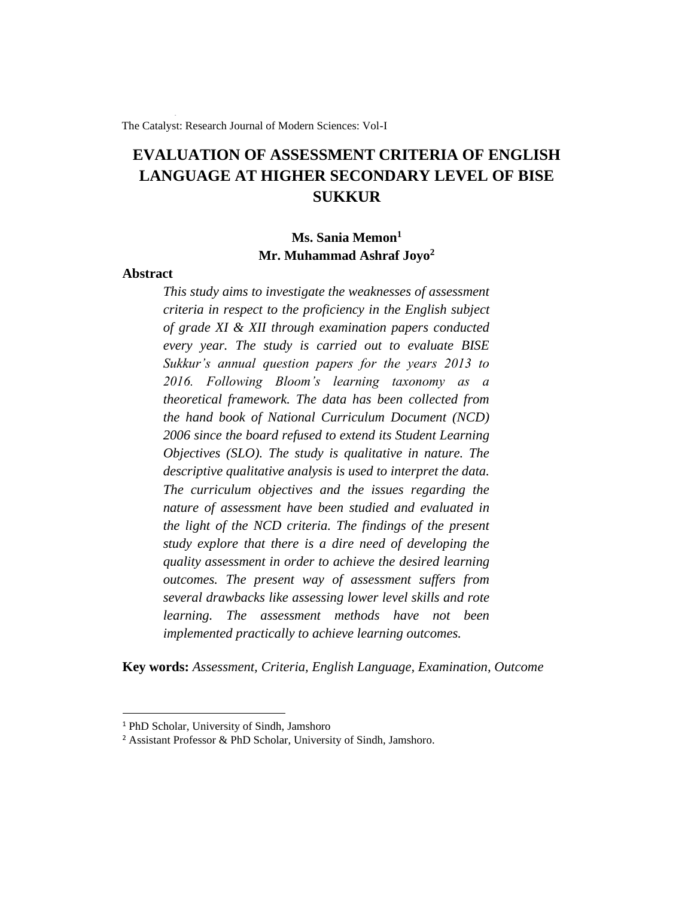# EVALUATION OF ASSESSMENT CRITERIA OF ENGLISH LANGUAGE AT HIGHER SECONDARY LEVEL OF BISE SUKKUR

**Ms. Sania Memon[1]**
**Mr. Muhammad Ashraf Joyo[2]**

## Abstract

*This study aims to investigate the weaknesses of assessment criteria in respect to the proficiency in the English subject of grade XI & XII through examination papers conducted every year. The study is carried out to evaluate BISE Sukkur's annual question papers for the years 2013 to 2016. Following Bloom's learning taxonomy as a theoretical framework. The data has been collected from the hand book of National Curriculum Document (NCD) 2006 since the board refused to extend its Student Learning Objectives (SLO). The study is qualitative in nature. The descriptive qualitative analysis is used to interpret the data. The curriculum objectives and the issues regarding the nature of assessment have been studied and evaluated in the light of the NCD criteria. The findings of the present study explore that there is a dire need of developing the quality assessment in order to achieve the desired learning outcomes. The present way of assessment suffers from several drawbacks like assessing lower level skills and rote learning. The assessment methods have not been implemented practically to achieve learning outcomes.*

**Key words:** *Assessment, Criteria, English Language, Examination, Outcome*

---

[1] PhD Scholar, University of Sindh, Jamshoro

[2] Assistant Professor & PhD Scholar, University of Sindh, Jamshoro.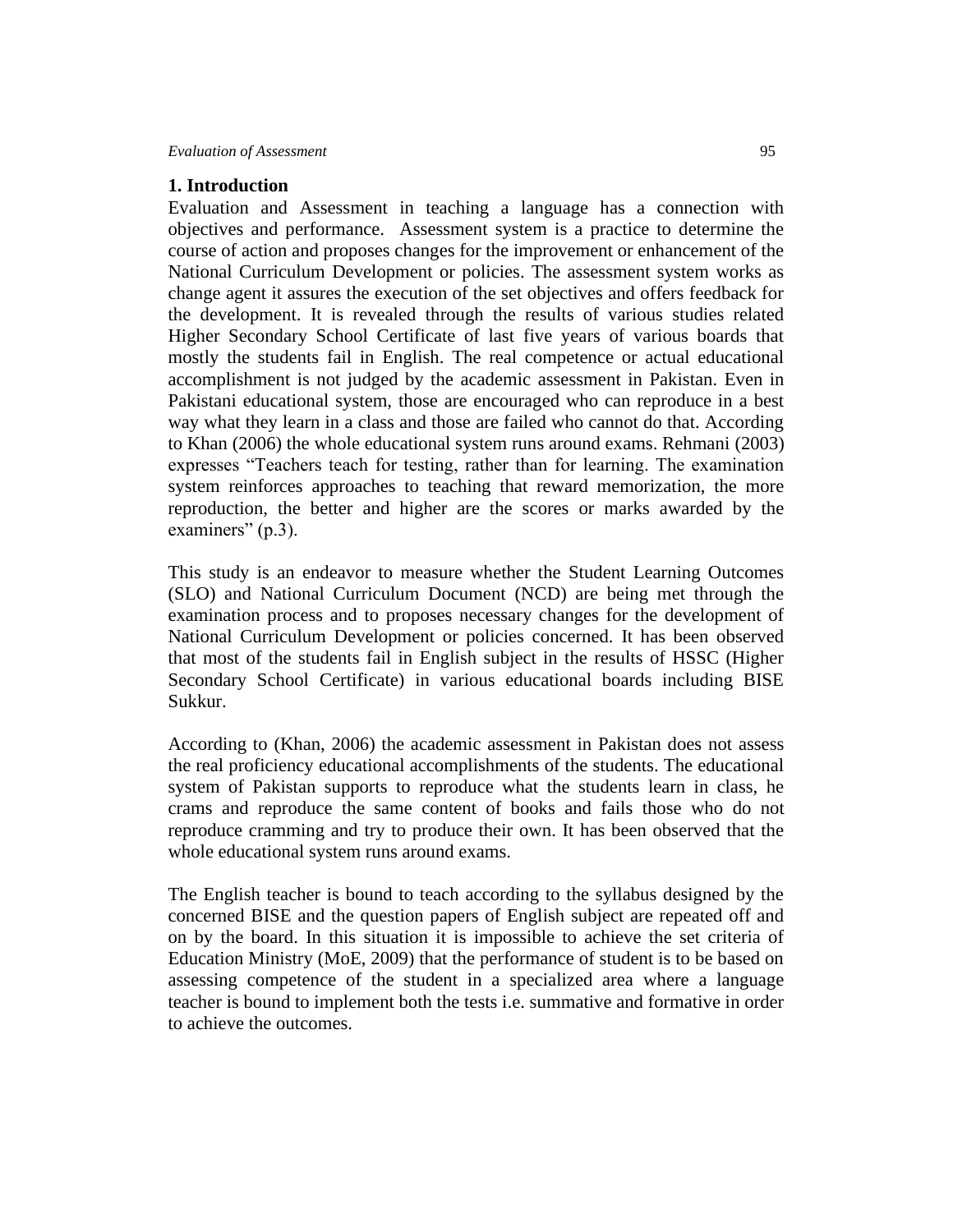## 1. Introduction

Evaluation and Assessment in teaching a language has a connection with objectives and performance. Assessment system is a practice to determine the course of action and proposes changes for the improvement or enhancement of the National Curriculum Development or policies. The assessment system works as change agent it assures the execution of the set objectives and offers feedback for the development. It is revealed through the results of various studies related Higher Secondary School Certificate of last five years of various boards that mostly the students fail in English. The real competence or actual educational accomplishment is not judged by the academic assessment in Pakistan. Even in Pakistani educational system, those are encouraged who can reproduce in a best way what they learn in a class and those are failed who cannot do that. According to Khan (2006) the whole educational system runs around exams. Rehmani (2003) expresses "Teachers teach for testing, rather than for learning. The examination system reinforces approaches to teaching that reward memorization, the more reproduction, the better and higher are the scores or marks awarded by the examiners" (p.3).

This study is an endeavor to measure whether the Student Learning Outcomes (SLO) and National Curriculum Document (NCD) are being met through the examination process and to proposes necessary changes for the development of National Curriculum Development or policies concerned. It has been observed that most of the students fail in English subject in the results of HSSC (Higher Secondary School Certificate) in various educational boards including BISE Sukkur.

According to (Khan, 2006) the academic assessment in Pakistan does not assess the real proficiency educational accomplishments of the students. The educational system of Pakistan supports to reproduce what the students learn in class, he crams and reproduce the same content of books and fails those who do not reproduce cramming and try to produce their own. It has been observed that the whole educational system runs around exams.

The English teacher is bound to teach according to the syllabus designed by the concerned BISE and the question papers of English subject are repeated off and on by the board. In this situation it is impossible to achieve the set criteria of Education Ministry (MoE, 2009) that the performance of student is to be based on assessing competence of the student in a specialized area where a language teacher is bound to implement both the tests i.e. summative and formative in order to achieve the outcomes.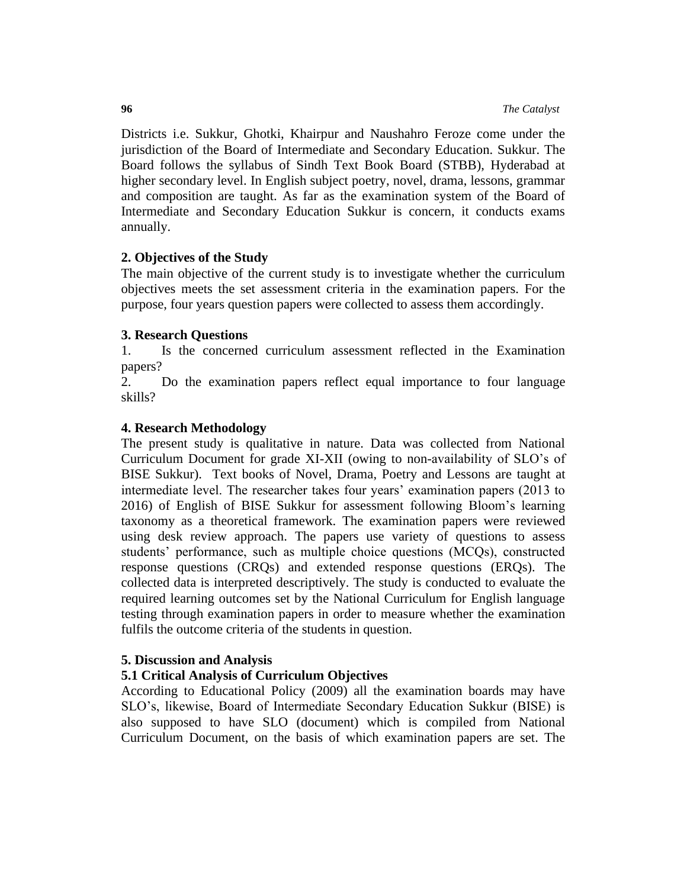Districts i.e. Sukkur, Ghotki, Khairpur and Naushahro Feroze come under the jurisdiction of the Board of Intermediate and Secondary Education. Sukkur. The Board follows the syllabus of Sindh Text Book Board (STBB), Hyderabad at higher secondary level. In English subject poetry, novel, drama, lessons, grammar and composition are taught. As far as the examination system of the Board of Intermediate and Secondary Education Sukkur is concern, it conducts exams annually.

## 2. Objectives of the Study

The main objective of the current study is to investigate whether the curriculum objectives meets the set assessment criteria in the examination papers. For the purpose, four years question papers were collected to assess them accordingly.

## 3. Research Questions

1. Is the concerned curriculum assessment reflected in the Examination papers?
2. Do the examination papers reflect equal importance to four language skills?

## 4. Research Methodology

The present study is qualitative in nature. Data was collected from National Curriculum Document for grade XI-XII (owing to non-availability of SLO's of BISE Sukkur). Text books of Novel, Drama, Poetry and Lessons are taught at intermediate level. The researcher takes four years' examination papers (2013 to 2016) of English of BISE Sukkur for assessment following Bloom's learning taxonomy as a theoretical framework. The examination papers were reviewed using desk review approach. The papers use variety of questions to assess students' performance, such as multiple choice questions (MCQs), constructed response questions (CRQs) and extended response questions (ERQs). The collected data is interpreted descriptively. The study is conducted to evaluate the required learning outcomes set by the National Curriculum for English language testing through examination papers in order to measure whether the examination fulfils the outcome criteria of the students in question.

## 5. Discussion and Analysis

### 5.1 Critical Analysis of Curriculum Objectives

According to Educational Policy (2009) all the examination boards may have SLO's, likewise, Board of Intermediate Secondary Education Sukkur (BISE) is also supposed to have SLO (document) which is compiled from National Curriculum Document, on the basis of which examination papers are set. The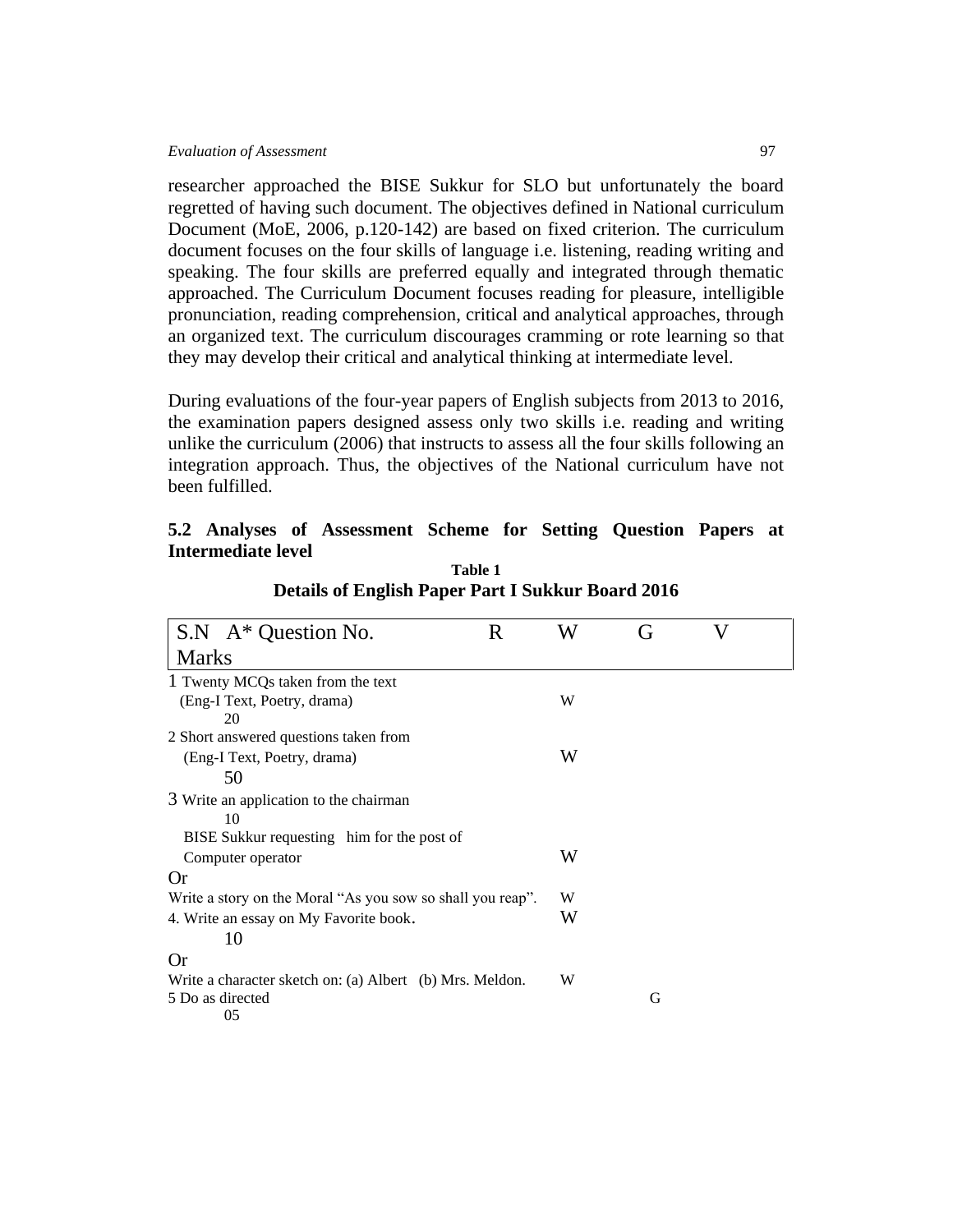researcher approached the BISE Sukkur for SLO but unfortunately the board regretted of having such document. The objectives defined in National curriculum Document (MoE, 2006, p.120-142) are based on fixed criterion. The curriculum document focuses on the four skills of language i.e. listening, reading writing and speaking. The four skills are preferred equally and integrated through thematic approached. The Curriculum Document focuses reading for pleasure, intelligible pronunciation, reading comprehension, critical and analytical approaches, through an organized text. The curriculum discourages cramming or rote learning so that they may develop their critical and analytical thinking at intermediate level.

During evaluations of the four-year papers of English subjects from 2013 to 2016, the examination papers designed assess only two skills i.e. reading and writing unlike the curriculum (2006) that instructs to assess all the four skills following an integration approach. Thus, the objectives of the National curriculum have not been fulfilled.

## 5.2 Analyses of Assessment Scheme for Setting Question Papers at Intermediate level

**Table 1**
**Details of English Paper Part I Sukkur Board 2016**

| S.N A* Question No. | R | W | G | V | Marks |
|---|---|---|---|---|---|
| 1 Twenty MCQs taken from the text (Eng-I Text, Poetry, drama) | | W | | | 20 |
| 2 Short answered questions taken from (Eng-I Text, Poetry, drama) | | W | | | 50 |
| 3 Write an application to the chairman BISE Sukkur requesting him for the post of Computer operator | | W | | | 10 |
| Or | | | | | |
| Write a story on the Moral "As you sow so shall you reap". | | W | | | |
| 4. Write an essay on My Favorite book. | | W | | | 10 |
| Or | | | | | |
| Write a character sketch on: (a) Albert (b) Mrs. Meldon. | | W | | | |
| 5 Do as directed | | | G | | 05 |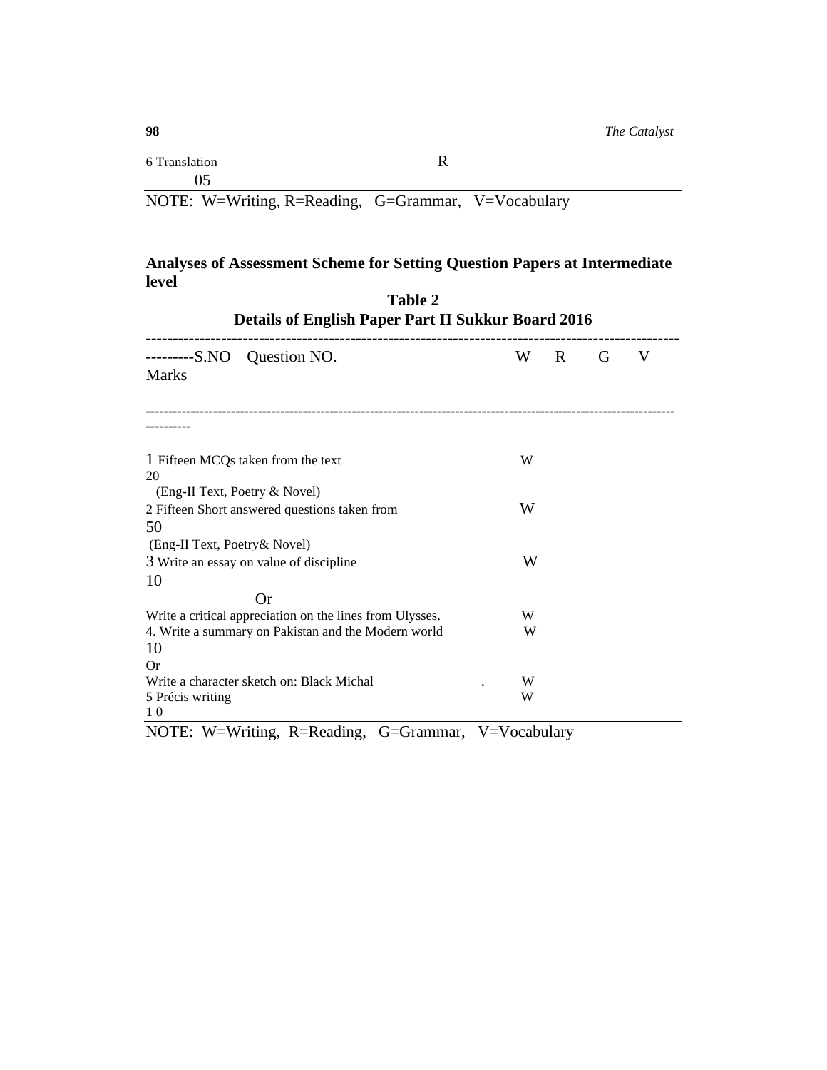| | | W | R | G | V | Marks |
|---|---|---|---|---|---|---|
| 6 | Translation | | R | | | 05 |

NOTE: W=Writing, R=Reading, G=Grammar, V=Vocabulary

**Analyses of Assessment Scheme for Setting Question Papers at Intermediate level**

**Table 2**
**Details of English Paper Part II Sukkur Board 2016**

| S.NO | Question NO. | W | R | G | V | Marks |
|---|---|---|---|---|---|---|
| 1 | Fifteen MCQs taken from the text (Eng-II Text, Poetry & Novel) | W | | | | 20 |
| 2 | Fifteen Short answered questions taken from (Eng-II Text, Poetry& Novel) | W | | | | 50 |
| 3 | Write an essay on value of discipline | W | | | | 10 |
| | Or | | | | | |
| | Write a critical appreciation on the lines from Ulysses. | W | | | | |
| 4. | Write a summary on Pakistan and the Modern world | W | | | | 10 |
| | Or | | | | | |
| | Write a character sketch on: Black Michal | W | | | | |
| 5 | Précis writing | W | | | | 1 0 |

NOTE: W=Writing, R=Reading, G=Grammar, V=Vocabulary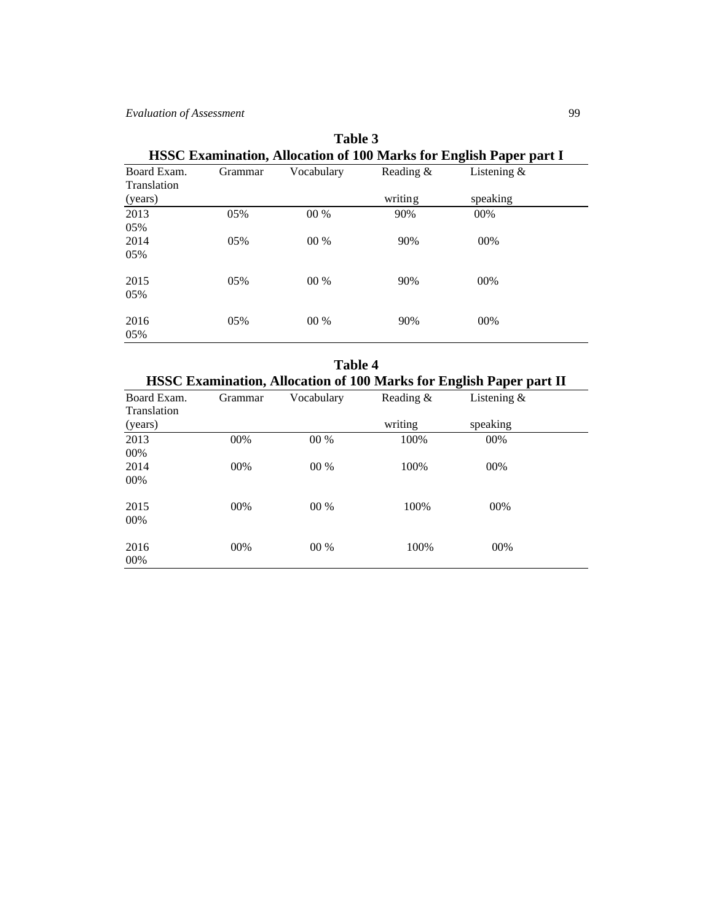**Table 3**
**HSSC Examination, Allocation of 100 Marks for English Paper part I**

| Board Exam. (years) | Grammar | Vocabulary | Reading & writing | Listening & speaking | Translation |
|---|---|---|---|---|---|
| 2013 | 05% | 00 % | 90% | 00% | 05% |
| 2014 | 05% | 00 % | 90% | 00% | 05% |
| 2015 | 05% | 00 % | 90% | 00% | 05% |
| 2016 | 05% | 00 % | 90% | 00% | 05% |

**Table 4**
**HSSC Examination, Allocation of 100 Marks for English Paper part II**

| Board Exam. (years) | Grammar | Vocabulary | Reading & writing | Listening & speaking | Translation |
|---|---|---|---|---|---|
| 2013 | 00% | 00 % | 100% | 00% | 00% |
| 2014 | 00% | 00 % | 100% | 00% | 00% |
| 2015 | 00% | 00 % | 100% | 00% | 00% |
| 2016 | 00% | 00 % | 100% | 00% | 00% |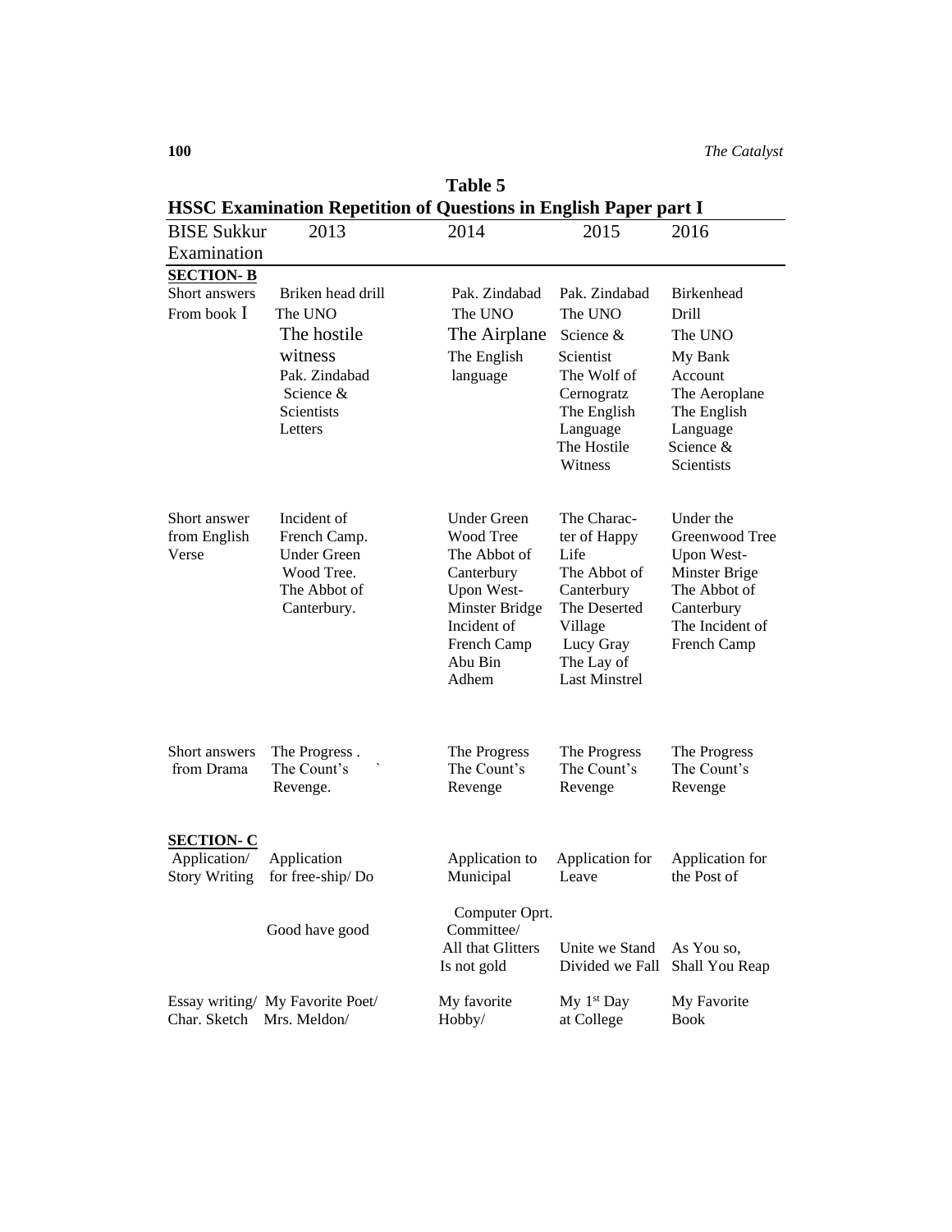**Table 5**

**HSSC Examination Repetition of Questions in English Paper part I**

| BISE Sukkur Examination | 2013 | 2014 | 2015 | 2016 |
|---|---|---|---|---|
| **SECTION- B** | | | | |
| Short answers From book I | Briken head drill The UNO The hostile witness Pak. Zindabad Science & Scientists Letters | Pak. Zindabad The UNO The Airplane The English language | Pak. Zindabad The UNO Science & Scientist The Wolf of Cernogratz The English Language The Hostile Witness | Birkenhead Drill The UNO My Bank Account The Aeroplane The English Language Science & Scientists |
| Short answer from English Verse | Incident of French Camp. Under Green Wood Tree. The Abbot of Canterbury. | Under Green Wood Tree The Abbot of Canterbury Upon West-Minster Bridge Incident of French Camp Abu Bin Adhem | The Charac-ter of Happy Life The Abbot of Canterbury The Deserted Village Lucy Gray The Lay of Last Minstrel | Under the Greenwood Tree Upon West-Minster Brige The Abbot of Canterbury The Incident of French Camp |
| Short answers from Drama | The Progress . The Count's Revenge. | The Progress The Count's Revenge | The Progress The Count's Revenge | The Progress The Count's Revenge |
| **SECTION- C** | | | | |
| Application/ Story Writing | Application for free-ship/ Do Good have good | Application to Municipal Computer Oprt. Committee/ All that Glitters Is not gold | Application for Leave Unite we Stand Divided we Fall | Application for the Post of As You so, Shall You Reap |
| Essay writing/ Char. Sketch | My Favorite Poet/ Mrs. Meldon/ | My favorite Hobby/ | My 1st Day at College | My Favorite Book |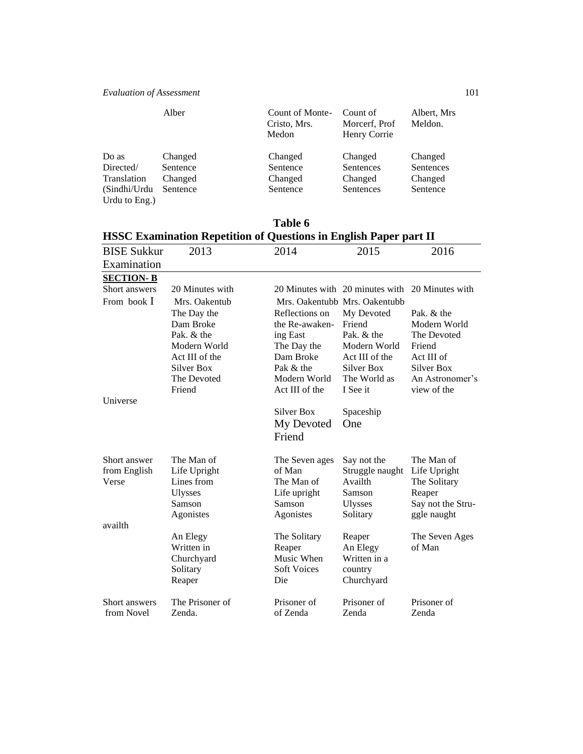| | Alber | Count of Monte-Cristo, Mrs. Medon | Count of Morcerf, Prof Henry Corrie | Albert, Mrs Meldon. |
|---|---|---|---|---|
| Do as Directed/ Translation (Sindhi/Urdu Urdu to Eng.) | Changed Sentence Changed Sentence | Changed Sentence Changed Sentence | Changed Sentences Changed Sentences | Changed Sentences Changed Sentence |

**Table 6**
**HSSC Examination Repetition of Questions in English Paper part II**

| BISE Sukkur Examination | 2013 | 2014 | 2015 | 2016 |
|---|---|---|---|---|
| **SECTION- B** | | | | |
| Short answers From book I | 20 Minutes with Mrs. Oakentub The Day the Dam Broke Pak. & the Modern World Act III of the Silver Box The Devoted Friend | 20 Minutes with Mrs. Oakentubb Reflections on the Re-awakening East The Day the Dam Broke Pak & the Modern World Act III of the Silver Box My Devoted Friend | 20 minutes with Mrs. Oakentubb My Devoted Friend Pak. & the Modern World Act III of the Silver Box The World as I See it Spaceship One | 20 Minutes with Pak. & the Modern World The Devoted Friend Act III of Silver Box An Astronomer's view of the Universe |
| Short answer from English Verse | The Man of Life Upright Lines from Ulysses Samson Agonistes An Elegy Written in Churchyard Solitary Reaper | The Seven ages of Man The Man of Life upright Samson Agonistes The Solitary Reaper Music When Soft Voices Die | Say not the Struggle naught Availth Samson Ulysses Solitary Reaper An Elegy Written in a country Churchyard | The Man of Life Upright The Solitary Reaper Say not the Struggle naught availth The Seven Ages of Man |
| Short answers from Novel | The Prisoner of Zenda. | Prisoner of of Zenda | Prisoner of Zenda | Prisoner of Zenda |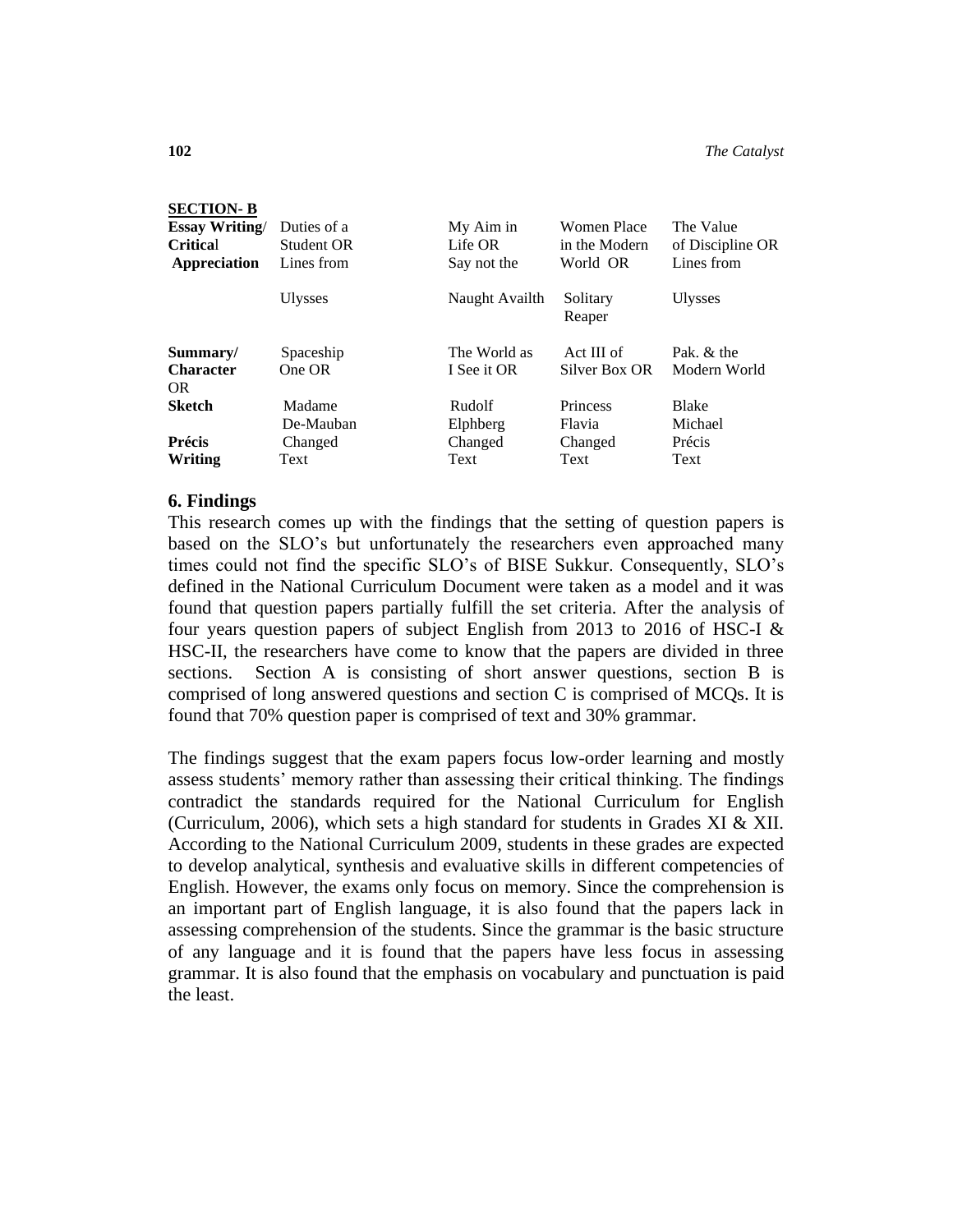| **SECTION- B** | | | | |
|---|---|---|---|---|
| **Essay Writing/ Critical Appreciation** | Duties of a Student OR Lines from Ulysses | My Aim in Life OR Say not the Naught Availth | Women Place in the Modern World OR Solitary Reaper | The Value of Discipline OR Lines from Ulysses |
| **Summary/ Character OR Sketch** | Spaceship One OR Madame De-Mauban | The World as I See it OR Rudolf Elphberg | Act III of Silver Box OR Princess Flavia | Pak. & the Modern World Blake Michael |
| **Précis Writing** | Changed Text | Changed Text | Changed Text | Précis Text |

## 6. Findings

This research comes up with the findings that the setting of question papers is based on the SLO's but unfortunately the researchers even approached many times could not find the specific SLO's of BISE Sukkur. Consequently, SLO's defined in the National Curriculum Document were taken as a model and it was found that question papers partially fulfill the set criteria. After the analysis of four years question papers of subject English from 2013 to 2016 of HSC-I & HSC-II, the researchers have come to know that the papers are divided in three sections. Section A is consisting of short answer questions, section B is comprised of long answered questions and section C is comprised of MCQs. It is found that 70% question paper is comprised of text and 30% grammar.

The findings suggest that the exam papers focus low-order learning and mostly assess students' memory rather than assessing their critical thinking. The findings contradict the standards required for the National Curriculum for English (Curriculum, 2006), which sets a high standard for students in Grades XI & XII. According to the National Curriculum 2009, students in these grades are expected to develop analytical, synthesis and evaluative skills in different competencies of English. However, the exams only focus on memory. Since the comprehension is an important part of English language, it is also found that the papers lack in assessing comprehension of the students. Since the grammar is the basic structure of any language and it is found that the papers have less focus in assessing grammar. It is also found that the emphasis on vocabulary and punctuation is paid the least.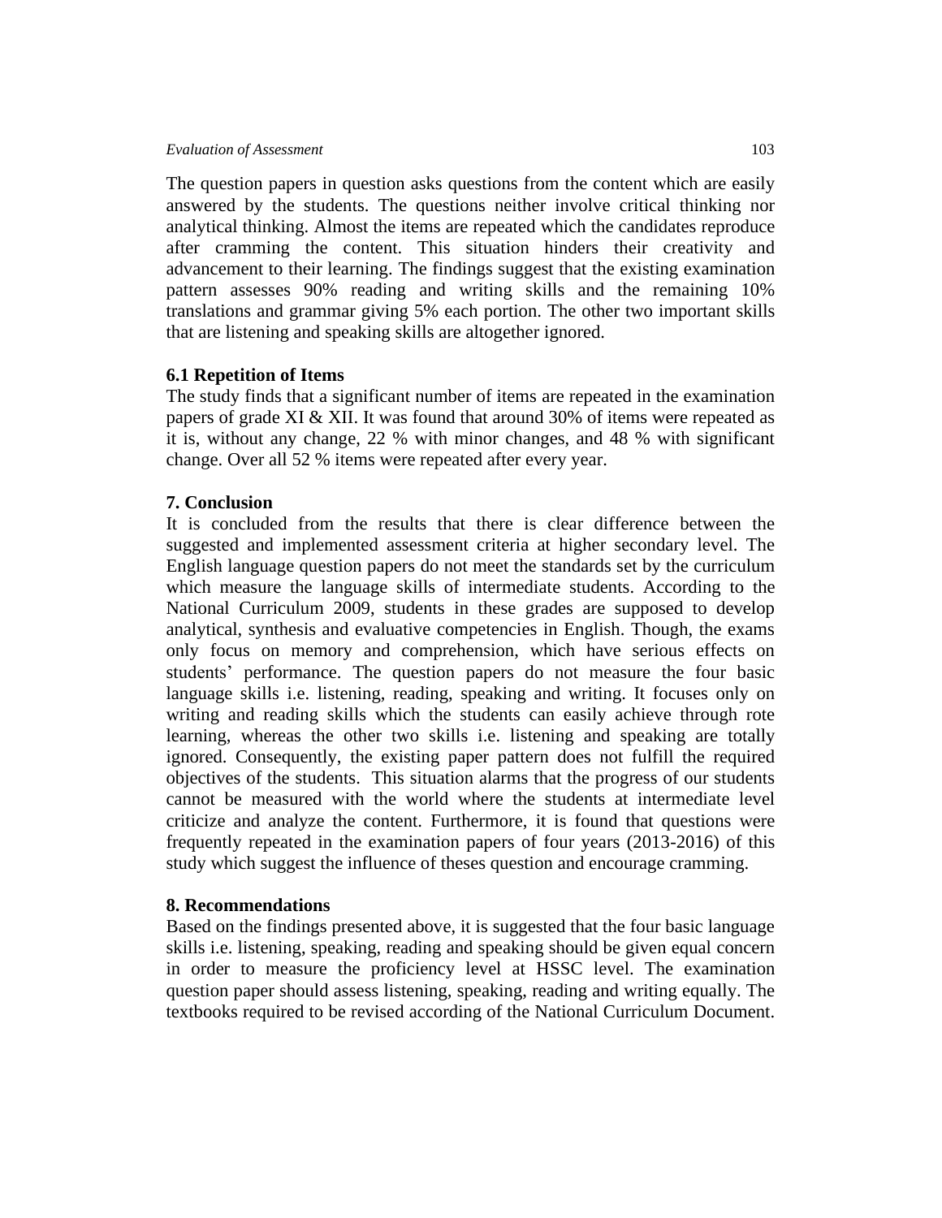The question papers in question asks questions from the content which are easily answered by the students. The questions neither involve critical thinking nor analytical thinking. Almost the items are repeated which the candidates reproduce after cramming the content. This situation hinders their creativity and advancement to their learning. The findings suggest that the existing examination pattern assesses 90% reading and writing skills and the remaining 10% translations and grammar giving 5% each portion. The other two important skills that are listening and speaking skills are altogether ignored.

### 6.1 Repetition of Items

The study finds that a significant number of items are repeated in the examination papers of grade XI & XII. It was found that around 30% of items were repeated as it is, without any change, 22 % with minor changes, and 48 % with significant change. Over all 52 % items were repeated after every year.

## 7. Conclusion

It is concluded from the results that there is clear difference between the suggested and implemented assessment criteria at higher secondary level. The English language question papers do not meet the standards set by the curriculum which measure the language skills of intermediate students. According to the National Curriculum 2009, students in these grades are supposed to develop analytical, synthesis and evaluative competencies in English. Though, the exams only focus on memory and comprehension, which have serious effects on students' performance. The question papers do not measure the four basic language skills i.e. listening, reading, speaking and writing. It focuses only on writing and reading skills which the students can easily achieve through rote learning, whereas the other two skills i.e. listening and speaking are totally ignored. Consequently, the existing paper pattern does not fulfill the required objectives of the students. This situation alarms that the progress of our students cannot be measured with the world where the students at intermediate level criticize and analyze the content. Furthermore, it is found that questions were frequently repeated in the examination papers of four years (2013-2016) of this study which suggest the influence of theses question and encourage cramming.

## 8. Recommendations

Based on the findings presented above, it is suggested that the four basic language skills i.e. listening, speaking, reading and speaking should be given equal concern in order to measure the proficiency level at HSSC level. The examination question paper should assess listening, speaking, reading and writing equally. The textbooks required to be revised according of the National Curriculum Document.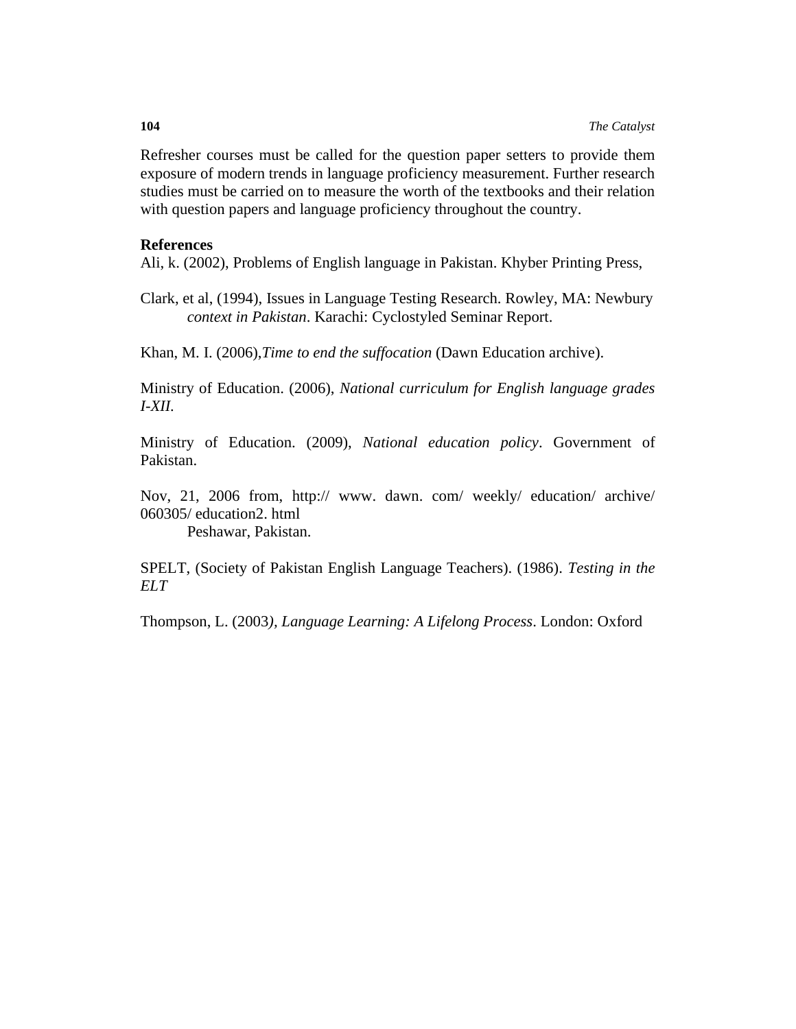Refresher courses must be called for the question paper setters to provide them exposure of modern trends in language proficiency measurement. Further research studies must be carried on to measure the worth of the textbooks and their relation with question papers and language proficiency throughout the country.

**References**

Ali, k. (2002), Problems of English language in Pakistan. Khyber Printing Press,

Clark, et al, (1994), Issues in Language Testing Research. Rowley, MA: Newbury *context in Pakistan*. Karachi: Cyclostyled Seminar Report.

Khan, M. I. (2006),*Time to end the suffocation* (Dawn Education archive).

Ministry of Education. (2006), *National curriculum for English language grades I-XII*.

Ministry of Education. (2009), *National education policy*. Government of Pakistan.

Nov, 21, 2006 from, http:// www. dawn. com/ weekly/ education/ archive/ 060305/ education2. html
Peshawar, Pakistan.

SPELT, (Society of Pakistan English Language Teachers). (1986). *Testing in the ELT*

Thompson, L. (2003*), Language Learning: A Lifelong Process*. London: Oxford